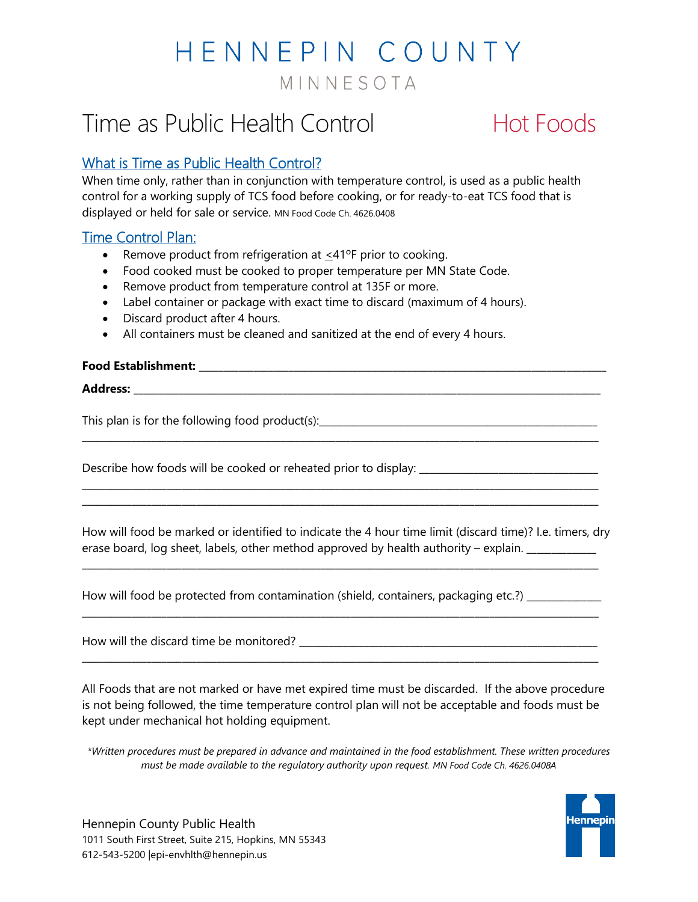# HENNEPIN COUNTY

MINNESOTA

# Time as Public Health Control Hot Foods

## What is Time as Public Health Control?

When time only, rather than in conjunction with temperature control, is used as a public health control for a working supply of TCS food before cooking, or for ready-to-eat TCS food that is displayed or held for sale or service. MN Food Code Ch. 4626.0408

## Time Control Plan:

- Remove product from refrigeration at ≤41ºF prior to cooking.
- Food cooked must be cooked to proper temperature per MN State Code.
- Remove product from temperature control at 135F or more.
- Label container or package with exact time to discard (maximum of 4 hours).
- Discard product after 4 hours.
- All containers must be cleaned and sanitized at the end of every 4 hours.

**Food Establishment:** ____________________________________________

**Address:** ____________________________________________

This plan is for the following food product(s):____________________________________________
____________________________________________

Describe how foods will be cooked or reheated prior to display: ______________________
____________________________________________
____________________________________________

How will food be marked or identified to indicate the 4 hour time limit (discard time)? I.e. timers, dry erase board, log sheet, labels, other method approved by health authority – explain. ____________
____________________________________________

How will food be protected from contamination (shield, containers, packaging etc.?) ____________
____________________________________________

How will the discard time be monitored? ____________________________________________
____________________________________________

All Foods that are not marked or have met expired time must be discarded. If the above procedure is not being followed, the time temperature control plan will not be acceptable and foods must be kept under mechanical hot holding equipment.

*\*Written procedures must be prepared in advance and maintained in the food establishment. These written procedures must be made available to the regulatory authority upon request. MN Food Code Ch. 4626.0408A*

Hennepin County Public Health
1011 South First Street, Suite 215, Hopkins, MN 55343
612-543-5200 |epi-envhlth@hennepin.us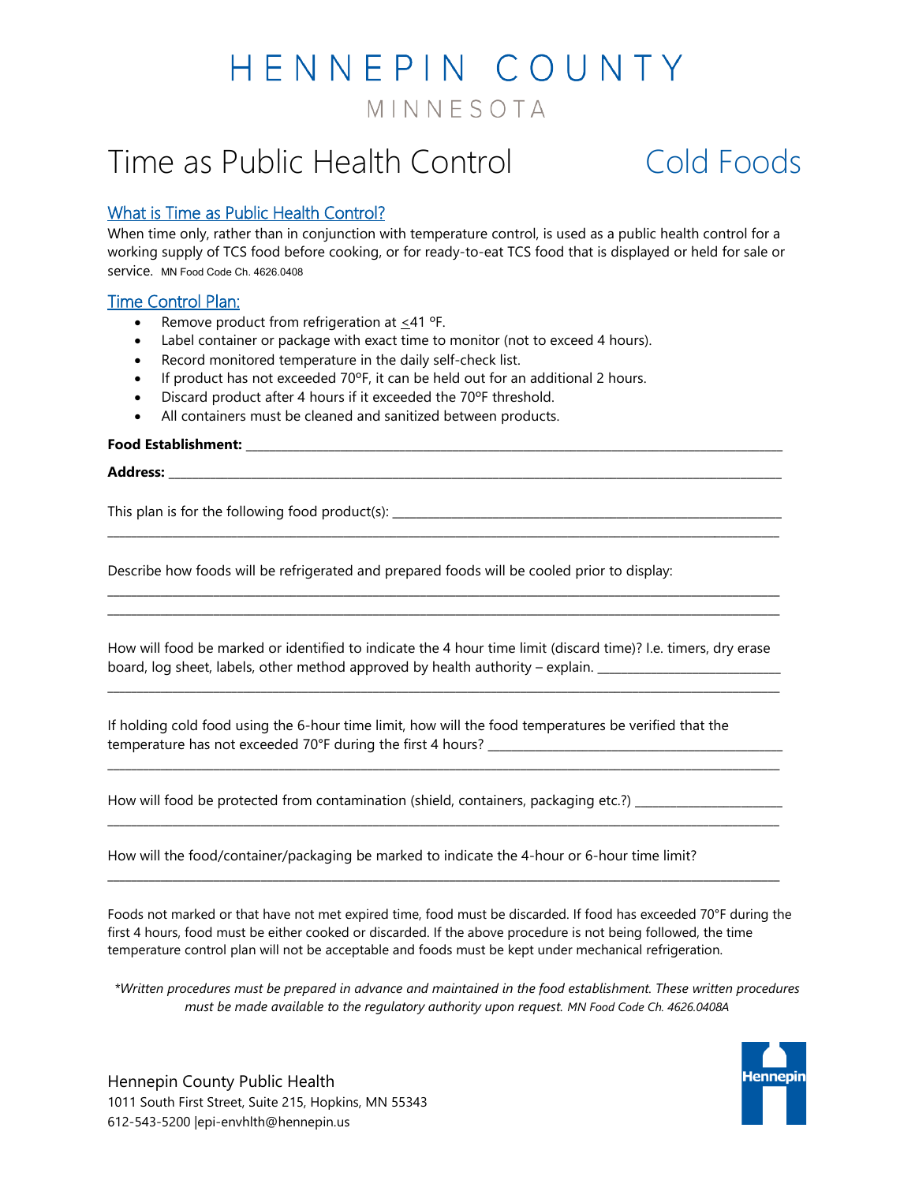# HENNEPIN COUNTY

MINNESOTA

# Time as Public Health Control — Cold Foods

## What is Time as Public Health Control?

When time only, rather than in conjunction with temperature control, is used as a public health control for a working supply of TCS food before cooking, or for ready-to-eat TCS food that is displayed or held for sale or service. MN Food Code Ch. 4626.0408

## Time Control Plan:

- Remove product from refrigeration at ≤41 ºF.
- Label container or package with exact time to monitor (not to exceed 4 hours).
- Record monitored temperature in the daily self-check list.
- If product has not exceeded 70ºF, it can be held out for an additional 2 hours.
- Discard product after 4 hours if it exceeded the 70ºF threshold.
- All containers must be cleaned and sanitized between products.

**Food Establishment:** ______________________________________________

**Address:** ______________________________________________

This plan is for the following food product(s): ______________________________________________

______________________________________________

Describe how foods will be refrigerated and prepared foods will be cooled prior to display:

______________________________________________

______________________________________________

How will food be marked or identified to indicate the 4 hour time limit (discard time)? I.e. timers, dry erase board, log sheet, labels, other method approved by health authority – explain. ____________________

______________________________________________

If holding cold food using the 6-hour time limit, how will the food temperatures be verified that the temperature has not exceeded 70°F during the first 4 hours? ____________________

______________________________________________

How will food be protected from contamination (shield, containers, packaging etc.?) ____________________

______________________________________________

How will the food/container/packaging be marked to indicate the 4-hour or 6-hour time limit?

______________________________________________

Foods not marked or that have not met expired time, food must be discarded. If food has exceeded 70°F during the first 4 hours, food must be either cooked or discarded. If the above procedure is not being followed, the time temperature control plan will not be acceptable and foods must be kept under mechanical refrigeration.

*\*Written procedures must be prepared in advance and maintained in the food establishment. These written procedures must be made available to the regulatory authority upon request. MN Food Code Ch. 4626.0408A*

Hennepin County Public Health
1011 South First Street, Suite 215, Hopkins, MN 55343
612-543-5200 |epi-envhlth@hennepin.us

Hennepin